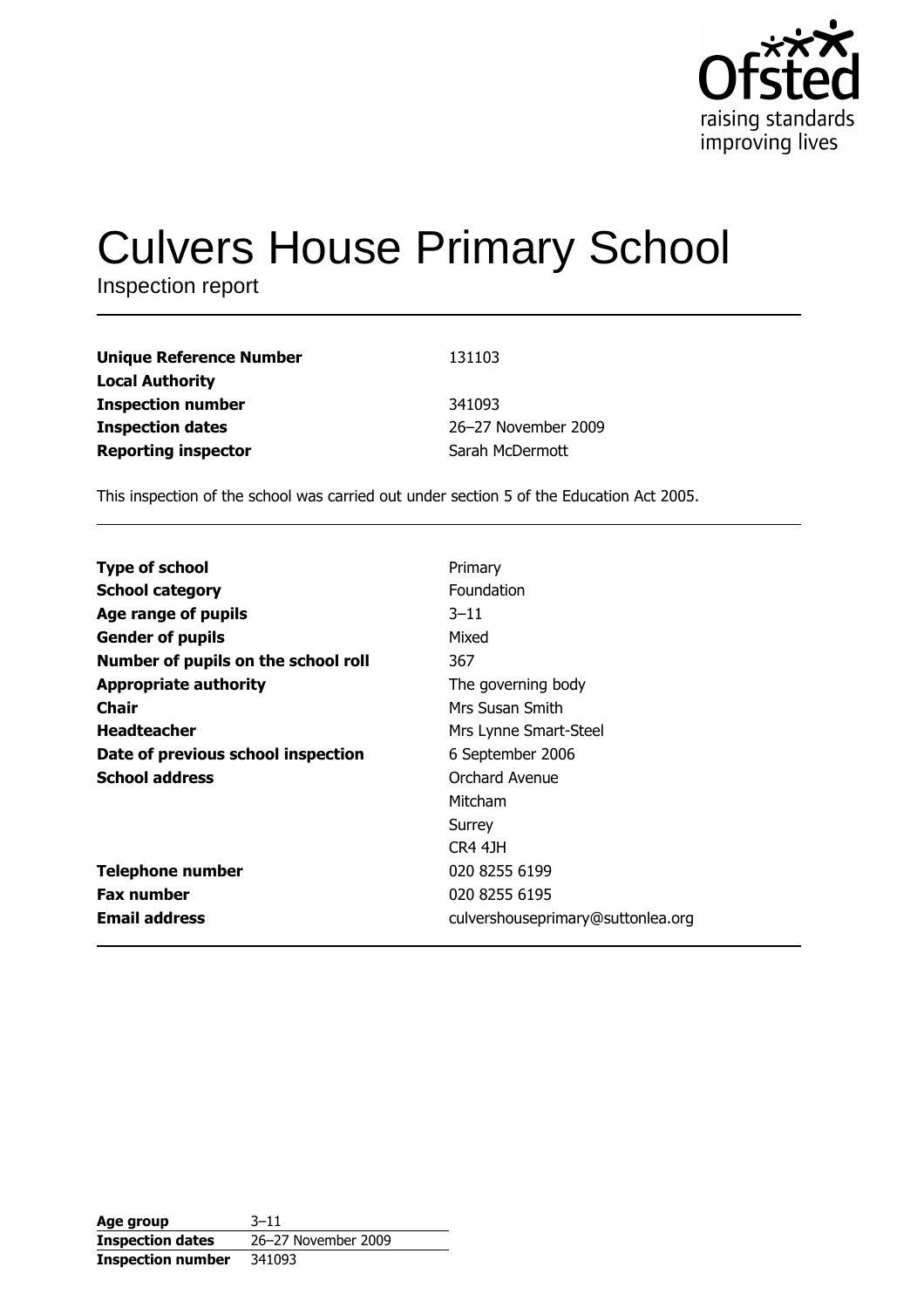Ofsted
raising standards
improving lives

# Culvers House Primary School

Inspection report

| | |
|---|---|
| **Unique Reference Number** | 131103 |
| **Local Authority** | |
| **Inspection number** | 341093 |
| **Inspection dates** | 26–27 November 2009 |
| **Reporting inspector** | Sarah McDermott |

This inspection of the school was carried out under section 5 of the Education Act 2005.

| | |
|---|---|
| **Type of school** | Primary |
| **School category** | Foundation |
| **Age range of pupils** | 3–11 |
| **Gender of pupils** | Mixed |
| **Number of pupils on the school roll** | 367 |
| **Appropriate authority** | The governing body |
| **Chair** | Mrs Susan Smith |
| **Headteacher** | Mrs Lynne Smart-Steel |
| **Date of previous school inspection** | 6 September 2006 |
| **School address** | Orchard Avenue<br>Mitcham<br>Surrey<br>CR4 4JH |
| **Telephone number** | 020 8255 6199 |
| **Fax number** | 020 8255 6195 |
| **Email address** | culvershouseprimary@suttonlea.org |

| | |
|---|---|
| **Age group** | 3–11 |
| **Inspection dates** | 26–27 November 2009 |
| **Inspection number** | 341093 |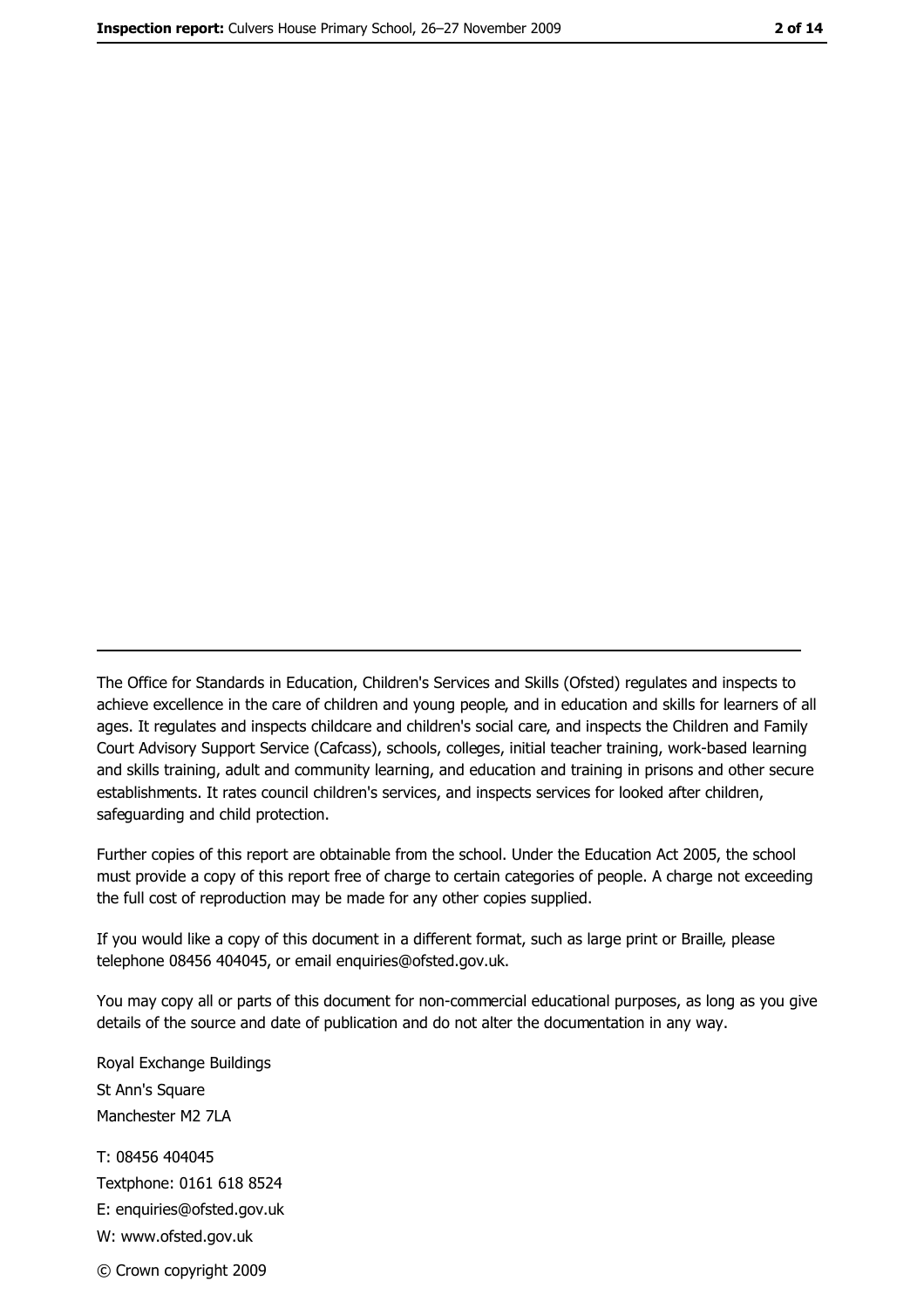The Office for Standards in Education, Children's Services and Skills (Ofsted) regulates and inspects to achieve excellence in the care of children and young people, and in education and skills for learners of all ages. It regulates and inspects childcare and children's social care, and inspects the Children and Family Court Advisory Support Service (Cafcass), schools, colleges, initial teacher training, work-based learning and skills training, adult and community learning, and education and training in prisons and other secure establishments. It rates council children's services, and inspects services for looked after children, safeguarding and child protection.

Further copies of this report are obtainable from the school. Under the Education Act 2005, the school must provide a copy of this report free of charge to certain categories of people. A charge not exceeding the full cost of reproduction may be made for any other copies supplied.

If you would like a copy of this document in a different format, such as large print or Braille, please telephone 08456 404045, or email enquiries@ofsted.gov.uk.

You may copy all or parts of this document for non-commercial educational purposes, as long as you give details of the source and date of publication and do not alter the documentation in any way.

Royal Exchange Buildings
St Ann's Square
Manchester M2 7LA

T: 08456 404045
Textphone: 0161 618 8524
E: enquiries@ofsted.gov.uk
W: www.ofsted.gov.uk

© Crown copyright 2009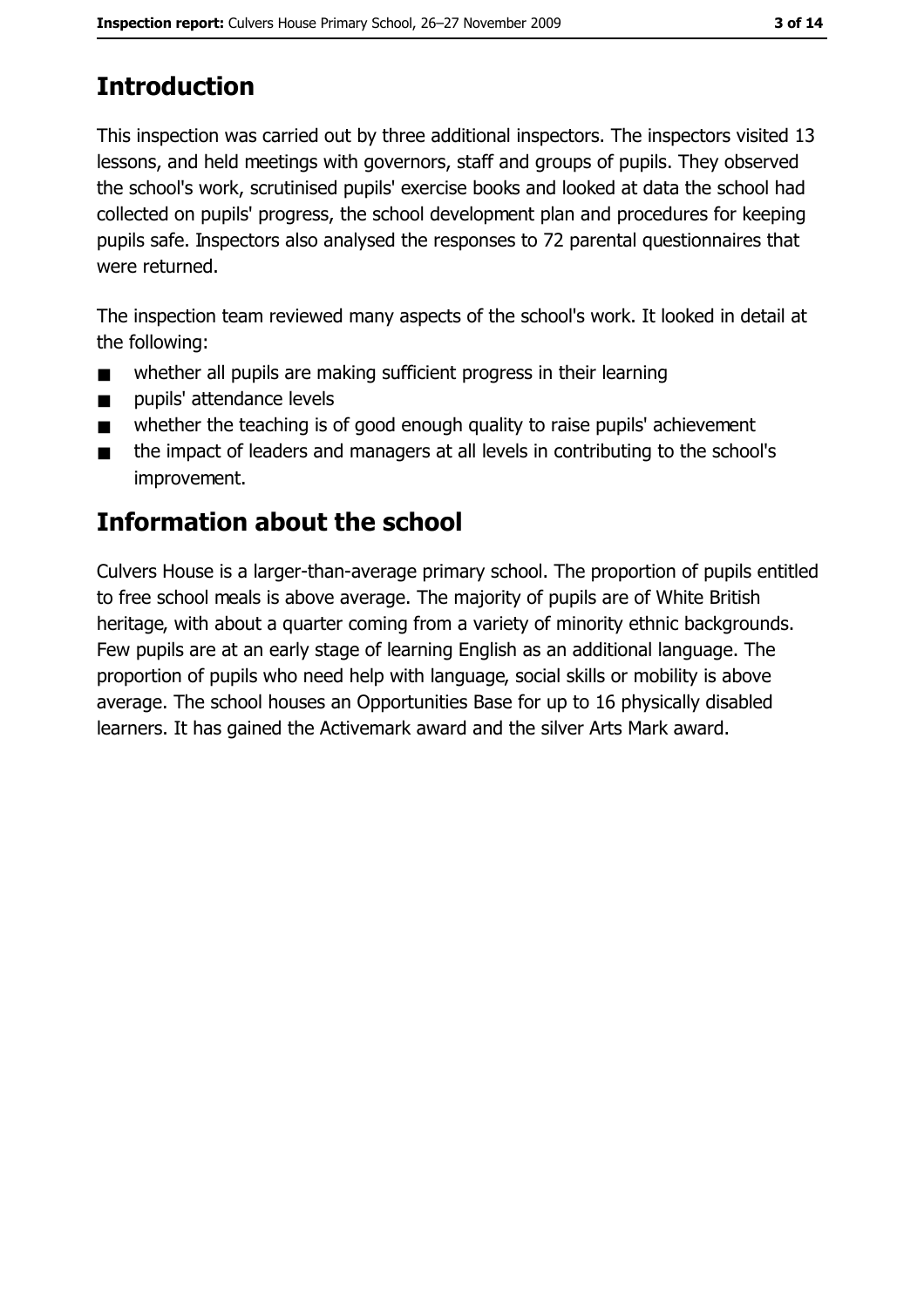## Introduction

This inspection was carried out by three additional inspectors. The inspectors visited 13 lessons, and held meetings with governors, staff and groups of pupils. They observed the school's work, scrutinised pupils' exercise books and looked at data the school had collected on pupils' progress, the school development plan and procedures for keeping pupils safe. Inspectors also analysed the responses to 72 parental questionnaires that were returned.

The inspection team reviewed many aspects of the school's work. It looked in detail at the following:

- whether all pupils are making sufficient progress in their learning
- pupils' attendance levels
- whether the teaching is of good enough quality to raise pupils' achievement
- the impact of leaders and managers at all levels in contributing to the school's improvement.

## Information about the school

Culvers House is a larger-than-average primary school. The proportion of pupils entitled to free school meals is above average. The majority of pupils are of White British heritage, with about a quarter coming from a variety of minority ethnic backgrounds. Few pupils are at an early stage of learning English as an additional language. The proportion of pupils who need help with language, social skills or mobility is above average. The school houses an Opportunities Base for up to 16 physically disabled learners. It has gained the Activemark award and the silver Arts Mark award.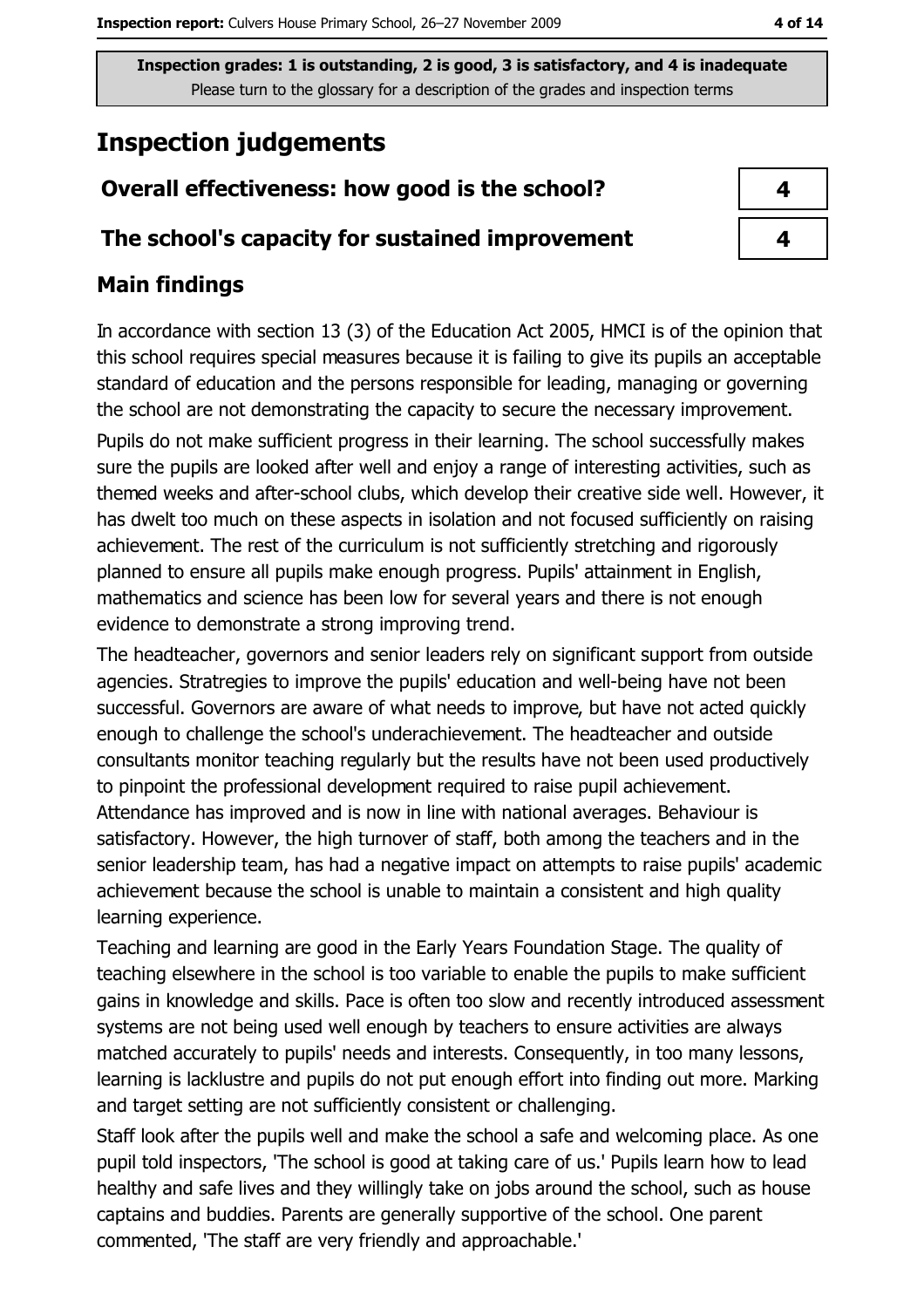Inspection grades: 1 is outstanding, 2 is good, 3 is satisfactory, and 4 is inadequate
Please turn to the glossary for a description of the grades and inspection terms

# Inspection judgements

| Overall effectiveness: how good is the school? | 4 |
| --- | --- |
| The school's capacity for sustained improvement | 4 |

## Main findings

In accordance with section 13 (3) of the Education Act 2005, HMCI is of the opinion that this school requires special measures because it is failing to give its pupils an acceptable standard of education and the persons responsible for leading, managing or governing the school are not demonstrating the capacity to secure the necessary improvement.

Pupils do not make sufficient progress in their learning. The school successfully makes sure the pupils are looked after well and enjoy a range of interesting activities, such as themed weeks and after-school clubs, which develop their creative side well. However, it has dwelt too much on these aspects in isolation and not focused sufficiently on raising achievement. The rest of the curriculum is not sufficiently stretching and rigorously planned to ensure all pupils make enough progress. Pupils' attainment in English, mathematics and science has been low for several years and there is not enough evidence to demonstrate a strong improving trend.

The headteacher, governors and senior leaders rely on significant support from outside agencies. Stratregies to improve the pupils' education and well-being have not been successful. Governors are aware of what needs to improve, but have not acted quickly enough to challenge the school's underachievement. The headteacher and outside consultants monitor teaching regularly but the results have not been used productively to pinpoint the professional development required to raise pupil achievement. Attendance has improved and is now in line with national averages. Behaviour is satisfactory. However, the high turnover of staff, both among the teachers and in the senior leadership team, has had a negative impact on attempts to raise pupils' academic achievement because the school is unable to maintain a consistent and high quality learning experience.

Teaching and learning are good in the Early Years Foundation Stage. The quality of teaching elsewhere in the school is too variable to enable the pupils to make sufficient gains in knowledge and skills. Pace is often too slow and recently introduced assessment systems are not being used well enough by teachers to ensure activities are always matched accurately to pupils' needs and interests. Consequently, in too many lessons, learning is lacklustre and pupils do not put enough effort into finding out more. Marking and target setting are not sufficiently consistent or challenging.

Staff look after the pupils well and make the school a safe and welcoming place. As one pupil told inspectors, 'The school is good at taking care of us.' Pupils learn how to lead healthy and safe lives and they willingly take on jobs around the school, such as house captains and buddies. Parents are generally supportive of the school. One parent commented, 'The staff are very friendly and approachable.'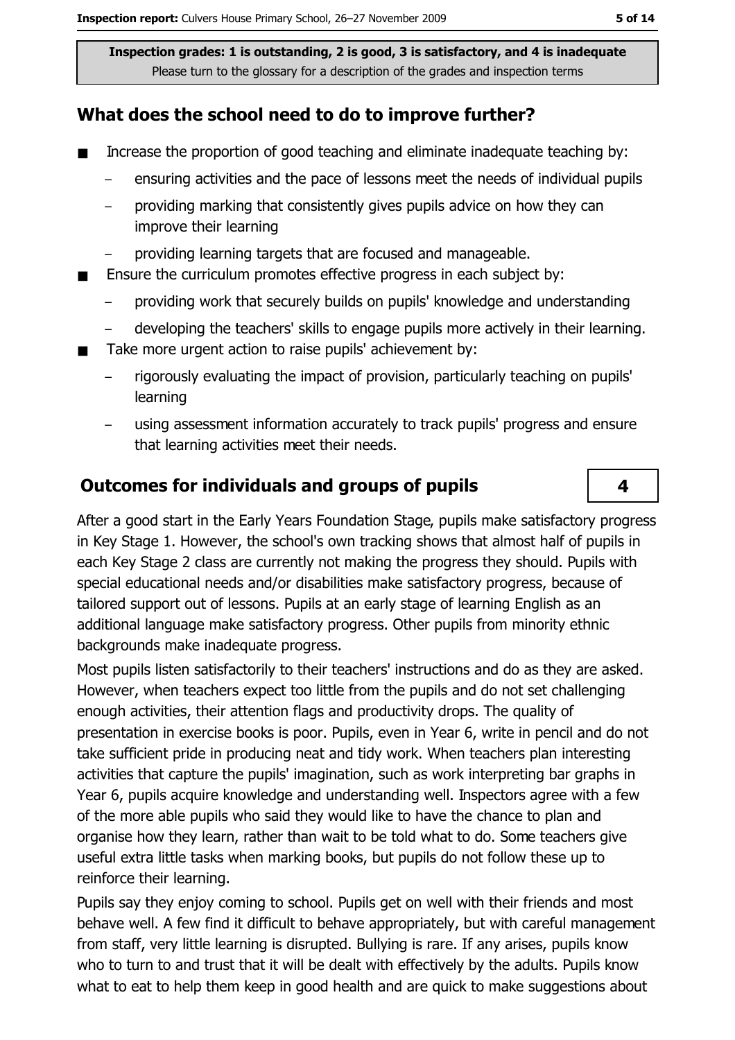**Inspection grades: 1 is outstanding, 2 is good, 3 is satisfactory, and 4 is inadequate**
Please turn to the glossary for a description of the grades and inspection terms

## What does the school need to do to improve further?

- Increase the proportion of good teaching and eliminate inadequate teaching by:
  - ensuring activities and the pace of lessons meet the needs of individual pupils
  - providing marking that consistently gives pupils advice on how they can improve their learning
  - providing learning targets that are focused and manageable.
- Ensure the curriculum promotes effective progress in each subject by:
  - providing work that securely builds on pupils' knowledge and understanding
  - developing the teachers' skills to engage pupils more actively in their learning.
- Take more urgent action to raise pupils' achievement by:
  - rigorously evaluating the impact of provision, particularly teaching on pupils' learning
  - using assessment information accurately to track pupils' progress and ensure that learning activities meet their needs.

## Outcomes for individuals and groups of pupils

**4**

After a good start in the Early Years Foundation Stage, pupils make satisfactory progress in Key Stage 1. However, the school's own tracking shows that almost half of pupils in each Key Stage 2 class are currently not making the progress they should. Pupils with special educational needs and/or disabilities make satisfactory progress, because of tailored support out of lessons. Pupils at an early stage of learning English as an additional language make satisfactory progress. Other pupils from minority ethnic backgrounds make inadequate progress.

Most pupils listen satisfactorily to their teachers' instructions and do as they are asked. However, when teachers expect too little from the pupils and do not set challenging enough activities, their attention flags and productivity drops. The quality of presentation in exercise books is poor. Pupils, even in Year 6, write in pencil and do not take sufficient pride in producing neat and tidy work. When teachers plan interesting activities that capture the pupils' imagination, such as work interpreting bar graphs in Year 6, pupils acquire knowledge and understanding well. Inspectors agree with a few of the more able pupils who said they would like to have the chance to plan and organise how they learn, rather than wait to be told what to do. Some teachers give useful extra little tasks when marking books, but pupils do not follow these up to reinforce their learning.

Pupils say they enjoy coming to school. Pupils get on well with their friends and most behave well. A few find it difficult to behave appropriately, but with careful management from staff, very little learning is disrupted. Bullying is rare. If any arises, pupils know who to turn to and trust that it will be dealt with effectively by the adults. Pupils know what to eat to help them keep in good health and are quick to make suggestions about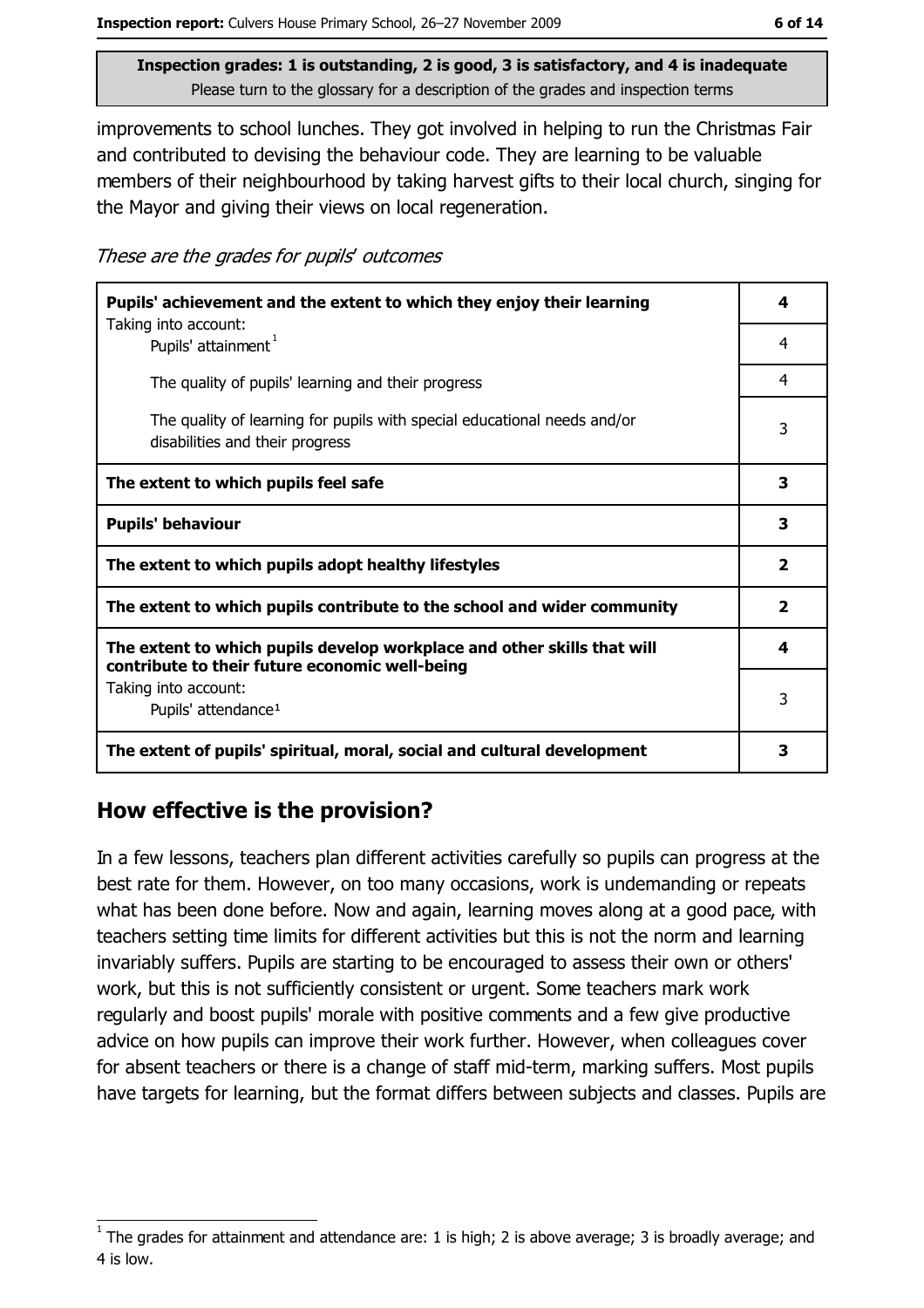Inspection grades: 1 is outstanding, 2 is good, 3 is satisfactory, and 4 is inadequate
Please turn to the glossary for a description of the grades and inspection terms

improvements to school lunches. They got involved in helping to run the Christmas Fair and contributed to devising the behaviour code. They are learning to be valuable members of their neighbourhood by taking harvest gifts to their local church, singing for the Mayor and giving their views on local regeneration.

*These are the grades for pupils' outcomes*

| | |
|---|---|
| **Pupils' achievement and the extent to which they enjoy their learning** | **4** |
| Taking into account: Pupils' attainment[1] | 4 |
| The quality of pupils' learning and their progress | 4 |
| The quality of learning for pupils with special educational needs and/or disabilities and their progress | 3 |
| **The extent to which pupils feel safe** | **3** |
| **Pupils' behaviour** | **3** |
| **The extent to which pupils adopt healthy lifestyles** | **2** |
| **The extent to which pupils contribute to the school and wider community** | **2** |
| **The extent to which pupils develop workplace and other skills that will contribute to their future economic well-being** | **4** |
| Taking into account: Pupils' attendance[1] | 3 |
| **The extent of pupils' spiritual, moral, social and cultural development** | **3** |

## How effective is the provision?

In a few lessons, teachers plan different activities carefully so pupils can progress at the best rate for them. However, on too many occasions, work is undemanding or repeats what has been done before. Now and again, learning moves along at a good pace, with teachers setting time limits for different activities but this is not the norm and learning invariably suffers. Pupils are starting to be encouraged to assess their own or others' work, but this is not sufficiently consistent or urgent. Some teachers mark work regularly and boost pupils' morale with positive comments and a few give productive advice on how pupils can improve their work further. However, when colleagues cover for absent teachers or there is a change of staff mid-term, marking suffers. Most pupils have targets for learning, but the format differs between subjects and classes. Pupils are

[1] The grades for attainment and attendance are: 1 is high; 2 is above average; 3 is broadly average; and 4 is low.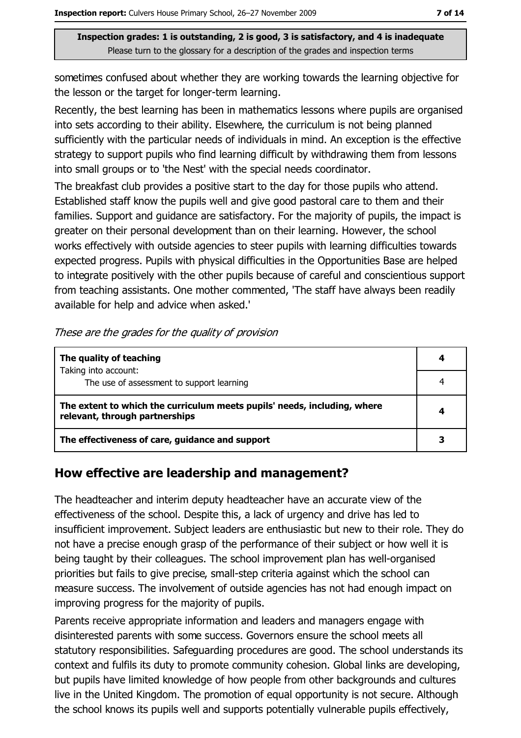**Inspection grades: 1 is outstanding, 2 is good, 3 is satisfactory, and 4 is inadequate**
Please turn to the glossary for a description of the grades and inspection terms

sometimes confused about whether they are working towards the learning objective for the lesson or the target for longer-term learning.

Recently, the best learning has been in mathematics lessons where pupils are organised into sets according to their ability. Elsewhere, the curriculum is not being planned sufficiently with the particular needs of individuals in mind. An exception is the effective strategy to support pupils who find learning difficult by withdrawing them from lessons into small groups or to 'the Nest' with the special needs coordinator.

The breakfast club provides a positive start to the day for those pupils who attend. Established staff know the pupils well and give good pastoral care to them and their families. Support and guidance are satisfactory. For the majority of pupils, the impact is greater on their personal development than on their learning. However, the school works effectively with outside agencies to steer pupils with learning difficulties towards expected progress. Pupils with physical difficulties in the Opportunities Base are helped to integrate positively with the other pupils because of careful and conscientious support from teaching assistants. One mother commented, 'The staff have always been readily available for help and advice when asked.'

*These are the grades for the quality of provision*

| | |
|---|---|
| **The quality of teaching** | **4** |
| Taking into account: The use of assessment to support learning | 4 |
| **The extent to which the curriculum meets pupils' needs, including, where relevant, through partnerships** | **4** |
| **The effectiveness of care, guidance and support** | **3** |

## How effective are leadership and management?

The headteacher and interim deputy headteacher have an accurate view of the effectiveness of the school. Despite this, a lack of urgency and drive has led to insufficient improvement. Subject leaders are enthusiastic but new to their role. They do not have a precise enough grasp of the performance of their subject or how well it is being taught by their colleagues. The school improvement plan has well-organised priorities but fails to give precise, small-step criteria against which the school can measure success. The involvement of outside agencies has not had enough impact on improving progress for the majority of pupils.

Parents receive appropriate information and leaders and managers engage with disinterested parents with some success. Governors ensure the school meets all statutory responsibilities. Safeguarding procedures are good. The school understands its context and fulfils its duty to promote community cohesion. Global links are developing, but pupils have limited knowledge of how people from other backgrounds and cultures live in the United Kingdom. The promotion of equal opportunity is not secure. Although the school knows its pupils well and supports potentially vulnerable pupils effectively,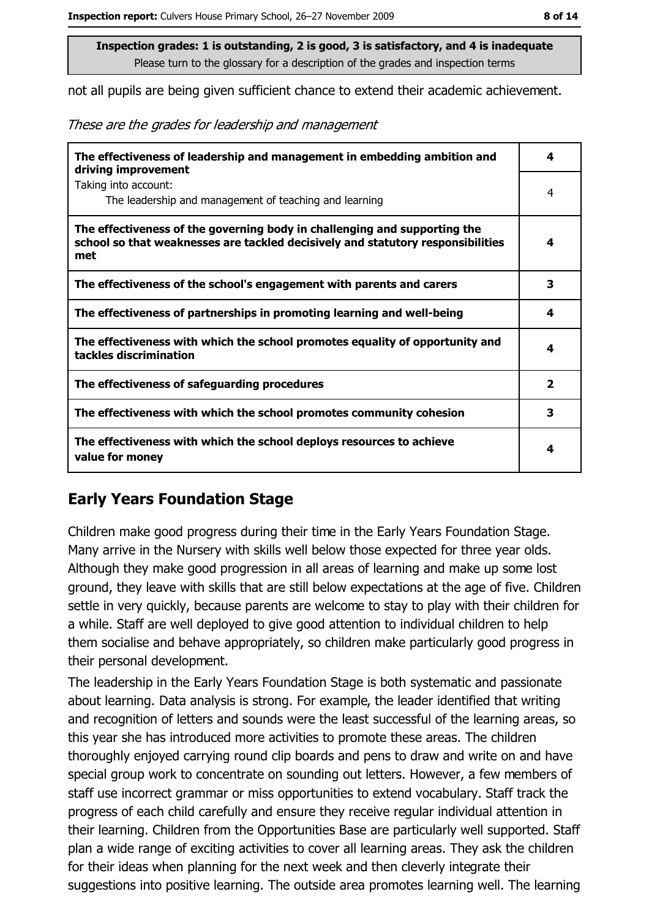**Inspection grades: 1 is outstanding, 2 is good, 3 is satisfactory, and 4 is inadequate**
Please turn to the glossary for a description of the grades and inspection terms

not all pupils are being given sufficient chance to extend their academic achievement.

*These are the grades for leadership and management*

| | |
|---|---|
| **The effectiveness of leadership and management in embedding ambition and driving improvement** | **4** |
| Taking into account:<br>The leadership and management of teaching and learning | 4 |
| **The effectiveness of the governing body in challenging and supporting the school so that weaknesses are tackled decisively and statutory responsibilities met** | **4** |
| **The effectiveness of the school's engagement with parents and carers** | **3** |
| **The effectiveness of partnerships in promoting learning and well-being** | **4** |
| **The effectiveness with which the school promotes equality of opportunity and tackles discrimination** | **4** |
| **The effectiveness of safeguarding procedures** | **2** |
| **The effectiveness with which the school promotes community cohesion** | **3** |
| **The effectiveness with which the school deploys resources to achieve value for money** | **4** |

## Early Years Foundation Stage

Children make good progress during their time in the Early Years Foundation Stage. Many arrive in the Nursery with skills well below those expected for three year olds. Although they make good progression in all areas of learning and make up some lost ground, they leave with skills that are still below expectations at the age of five. Children settle in very quickly, because parents are welcome to stay to play with their children for a while. Staff are well deployed to give good attention to individual children to help them socialise and behave appropriately, so children make particularly good progress in their personal development.

The leadership in the Early Years Foundation Stage is both systematic and passionate about learning. Data analysis is strong. For example, the leader identified that writing and recognition of letters and sounds were the least successful of the learning areas, so this year she has introduced more activities to promote these areas. The children thoroughly enjoyed carrying round clip boards and pens to draw and write on and have special group work to concentrate on sounding out letters. However, a few members of staff use incorrect grammar or miss opportunities to extend vocabulary. Staff track the progress of each child carefully and ensure they receive regular individual attention in their learning. Children from the Opportunities Base are particularly well supported. Staff plan a wide range of exciting activities to cover all learning areas. They ask the children for their ideas when planning for the next week and then cleverly integrate their suggestions into positive learning. The outside area promotes learning well. The learning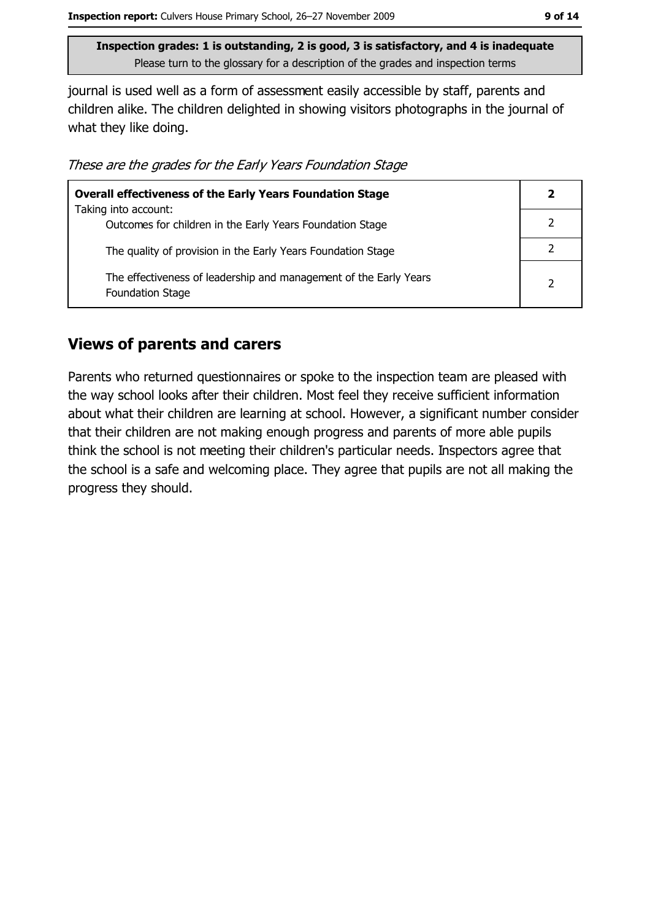**Inspection grades: 1 is outstanding, 2 is good, 3 is satisfactory, and 4 is inadequate**
Please turn to the glossary for a description of the grades and inspection terms

journal is used well as a form of assessment easily accessible by staff, parents and children alike. The children delighted in showing visitors photographs in the journal of what they like doing.

*These are the grades for the Early Years Foundation Stage*

| **Overall effectiveness of the Early Years Foundation Stage** | **2** |
|---|---|
| Taking into account: Outcomes for children in the Early Years Foundation Stage | 2 |
| The quality of provision in the Early Years Foundation Stage | 2 |
| The effectiveness of leadership and management of the Early Years Foundation Stage | 2 |

## Views of parents and carers

Parents who returned questionnaires or spoke to the inspection team are pleased with the way school looks after their children. Most feel they receive sufficient information about what their children are learning at school. However, a significant number consider that their children are not making enough progress and parents of more able pupils think the school is not meeting their children's particular needs. Inspectors agree that the school is a safe and welcoming place. They agree that pupils are not all making the progress they should.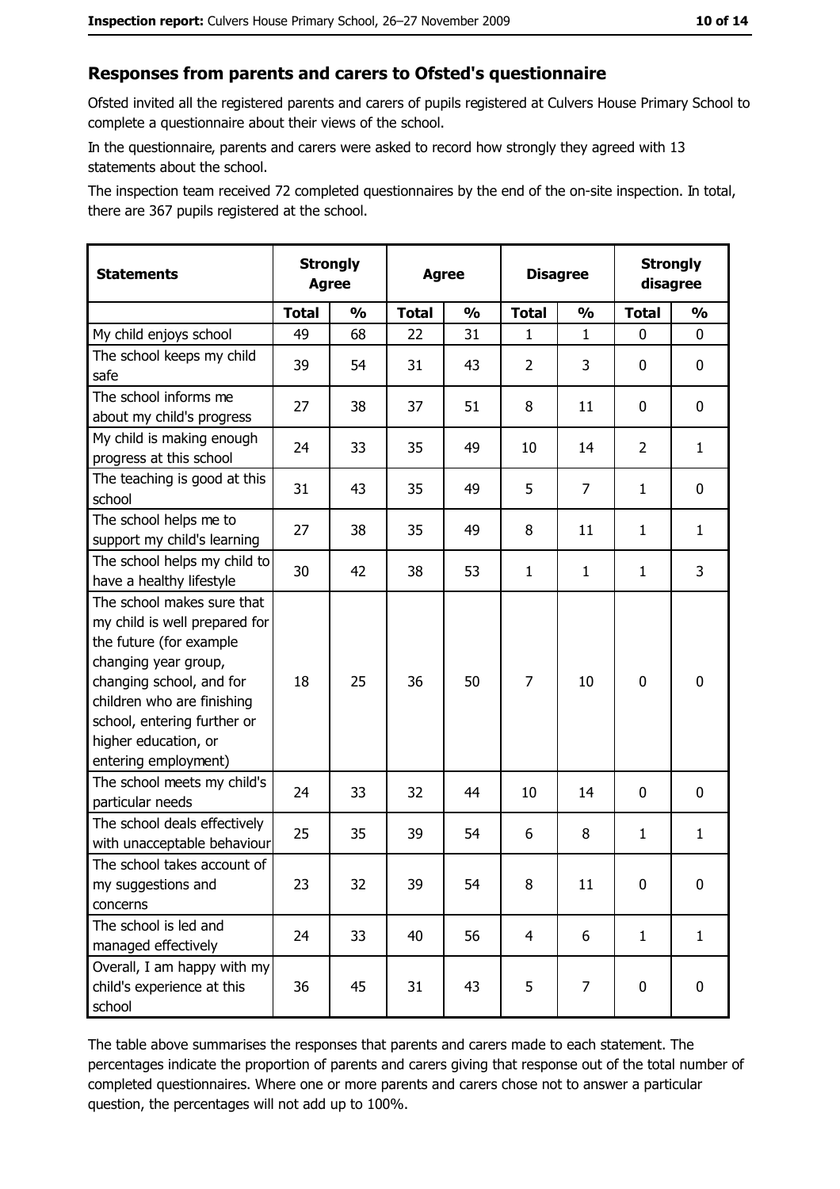## Responses from parents and carers to Ofsted's questionnaire

Ofsted invited all the registered parents and carers of pupils registered at Culvers House Primary School to complete a questionnaire about their views of the school.

In the questionnaire, parents and carers were asked to record how strongly they agreed with 13 statements about the school.

The inspection team received 72 completed questionnaires by the end of the on-site inspection. In total, there are 367 pupils registered at the school.

| Statements | Strongly Agree | | Agree | | Disagree | | Strongly disagree | |
|---|---|---|---|---|---|---|---|---|
| | Total | % | Total | % | Total | % | Total | % |
| My child enjoys school | 49 | 68 | 22 | 31 | 1 | 1 | 0 | 0 |
| The school keeps my child safe | 39 | 54 | 31 | 43 | 2 | 3 | 0 | 0 |
| The school informs me about my child's progress | 27 | 38 | 37 | 51 | 8 | 11 | 0 | 0 |
| My child is making enough progress at this school | 24 | 33 | 35 | 49 | 10 | 14 | 2 | 1 |
| The teaching is good at this school | 31 | 43 | 35 | 49 | 5 | 7 | 1 | 0 |
| The school helps me to support my child's learning | 27 | 38 | 35 | 49 | 8 | 11 | 1 | 1 |
| The school helps my child to have a healthy lifestyle | 30 | 42 | 38 | 53 | 1 | 1 | 1 | 3 |
| The school makes sure that my child is well prepared for the future (for example changing year group, changing school, and for children who are finishing school, entering further or higher education, or entering employment) | 18 | 25 | 36 | 50 | 7 | 10 | 0 | 0 |
| The school meets my child's particular needs | 24 | 33 | 32 | 44 | 10 | 14 | 0 | 0 |
| The school deals effectively with unacceptable behaviour | 25 | 35 | 39 | 54 | 6 | 8 | 1 | 1 |
| The school takes account of my suggestions and concerns | 23 | 32 | 39 | 54 | 8 | 11 | 0 | 0 |
| The school is led and managed effectively | 24 | 33 | 40 | 56 | 4 | 6 | 1 | 1 |
| Overall, I am happy with my child's experience at this school | 36 | 45 | 31 | 43 | 5 | 7 | 0 | 0 |

The table above summarises the responses that parents and carers made to each statement. The percentages indicate the proportion of parents and carers giving that response out of the total number of completed questionnaires. Where one or more parents and carers chose not to answer a particular question, the percentages will not add up to 100%.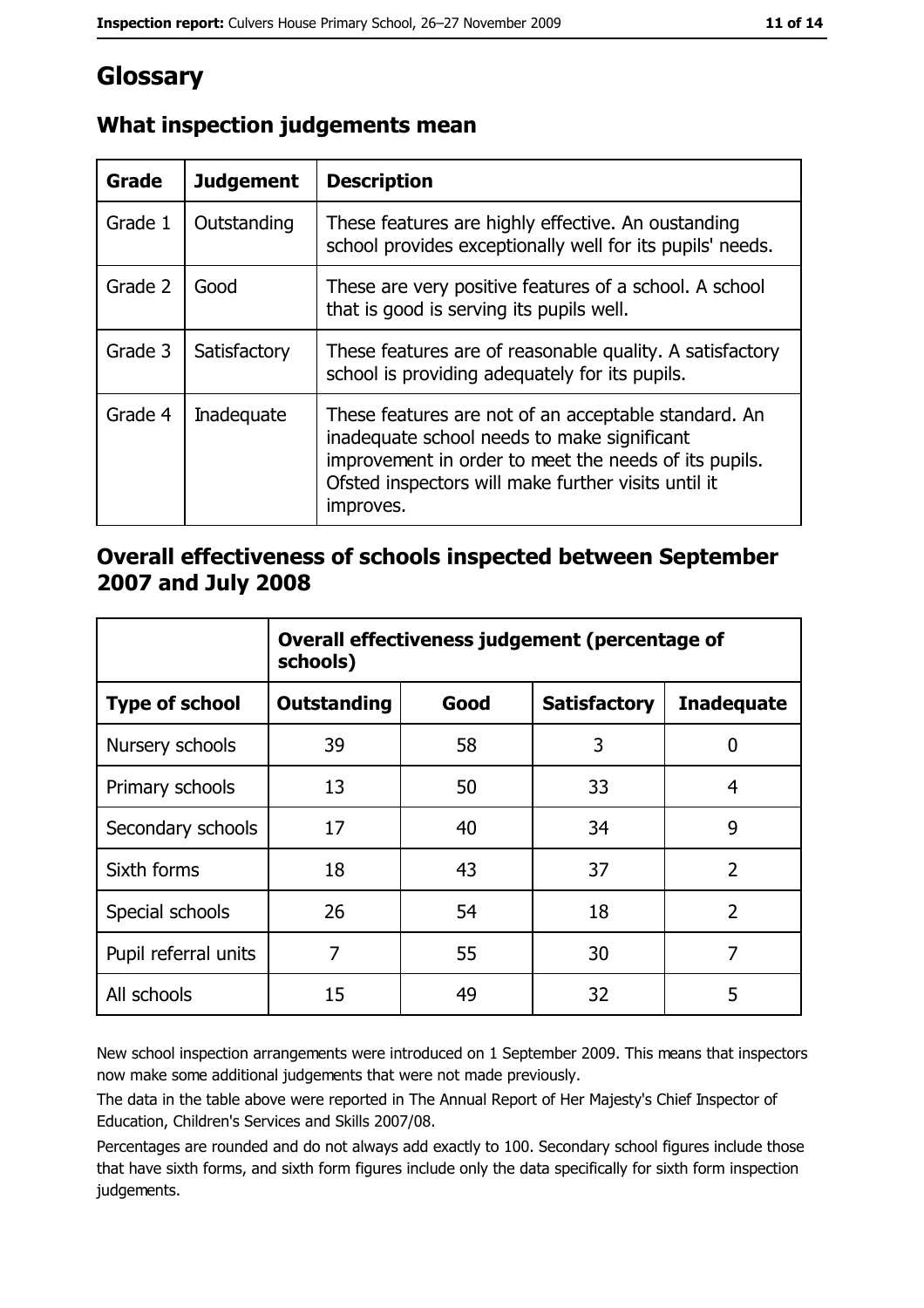# Glossary

## What inspection judgements mean

| Grade | Judgement | Description |
|---|---|---|
| Grade 1 | Outstanding | These features are highly effective. An oustanding school provides exceptionally well for its pupils' needs. |
| Grade 2 | Good | These are very positive features of a school. A school that is good is serving its pupils well. |
| Grade 3 | Satisfactory | These features are of reasonable quality. A satisfactory school is providing adequately for its pupils. |
| Grade 4 | Inadequate | These features are not of an acceptable standard. An inadequate school needs to make significant improvement in order to meet the needs of its pupils. Ofsted inspectors will make further visits until it improves. |

## Overall effectiveness of schools inspected between September 2007 and July 2008

| | Overall effectiveness judgement (percentage of schools) | | | |
|---|---|---|---|---|
| **Type of school** | **Outstanding** | **Good** | **Satisfactory** | **Inadequate** |
| Nursery schools | 39 | 58 | 3 | 0 |
| Primary schools | 13 | 50 | 33 | 4 |
| Secondary schools | 17 | 40 | 34 | 9 |
| Sixth forms | 18 | 43 | 37 | 2 |
| Special schools | 26 | 54 | 18 | 2 |
| Pupil referral units | 7 | 55 | 30 | 7 |
| All schools | 15 | 49 | 32 | 5 |

New school inspection arrangements were introduced on 1 September 2009. This means that inspectors now make some additional judgements that were not made previously.

The data in the table above were reported in The Annual Report of Her Majesty's Chief Inspector of Education, Children's Services and Skills 2007/08.

Percentages are rounded and do not always add exactly to 100. Secondary school figures include those that have sixth forms, and sixth form figures include only the data specifically for sixth form inspection judgements.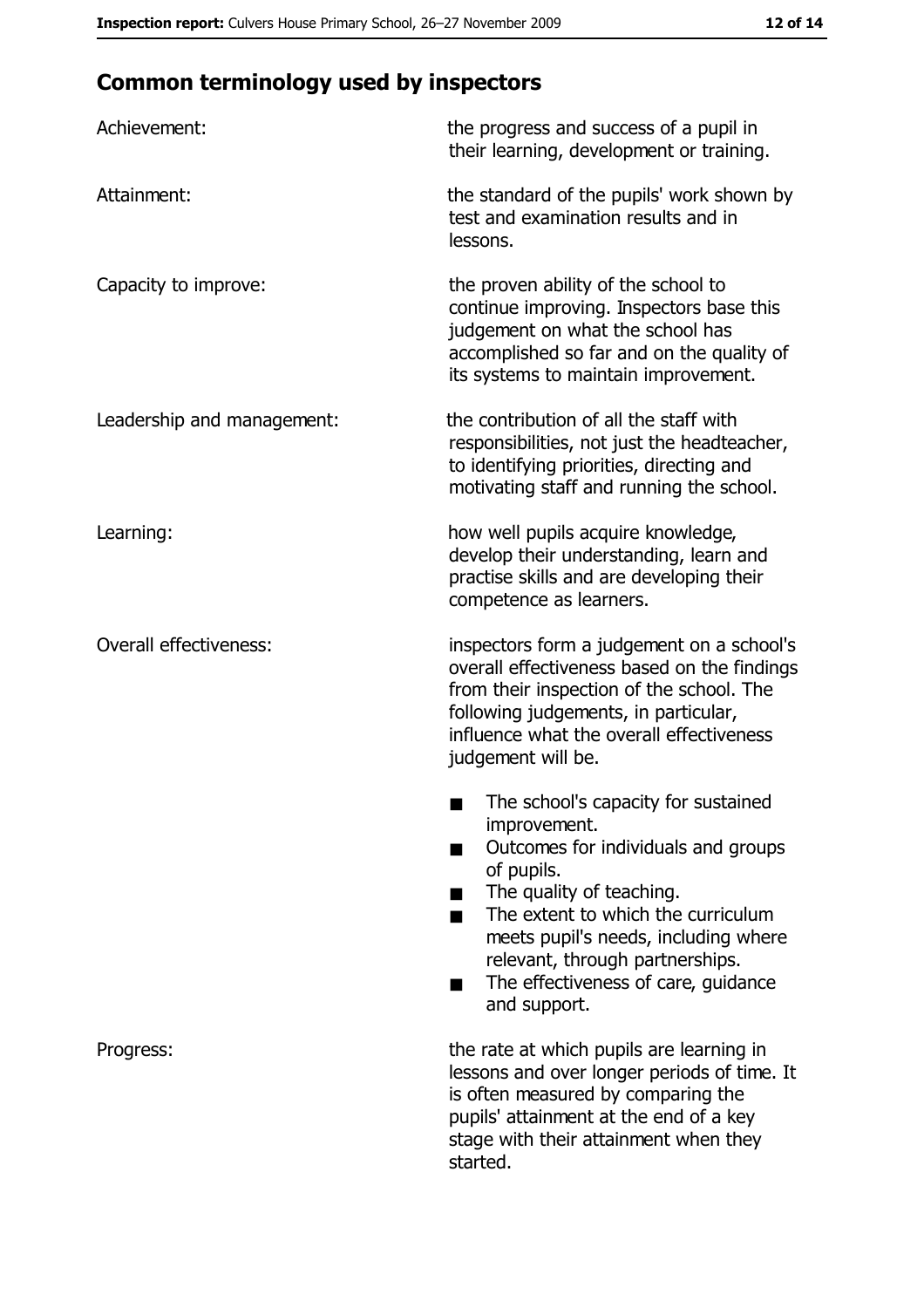## Common terminology used by inspectors

| | |
|---|---|
| Achievement: | the progress and success of a pupil in their learning, development or training. |
| Attainment: | the standard of the pupils' work shown by test and examination results and in lessons. |
| Capacity to improve: | the proven ability of the school to continue improving. Inspectors base this judgement on what the school has accomplished so far and on the quality of its systems to maintain improvement. |
| Leadership and management: | the contribution of all the staff with responsibilities, not just the headteacher, to identifying priorities, directing and motivating staff and running the school. |
| Learning: | how well pupils acquire knowledge, develop their understanding, learn and practise skills and are developing their competence as learners. |
| Overall effectiveness: | inspectors form a judgement on a school's overall effectiveness based on the findings from their inspection of the school. The following judgements, in particular, influence what the overall effectiveness judgement will be.<br>■ The school's capacity for sustained improvement.<br>■ Outcomes for individuals and groups of pupils.<br>■ The quality of teaching.<br>■ The extent to which the curriculum meets pupil's needs, including where relevant, through partnerships.<br>■ The effectiveness of care, guidance and support. |
| Progress: | the rate at which pupils are learning in lessons and over longer periods of time. It is often measured by comparing the pupils' attainment at the end of a key stage with their attainment when they started. |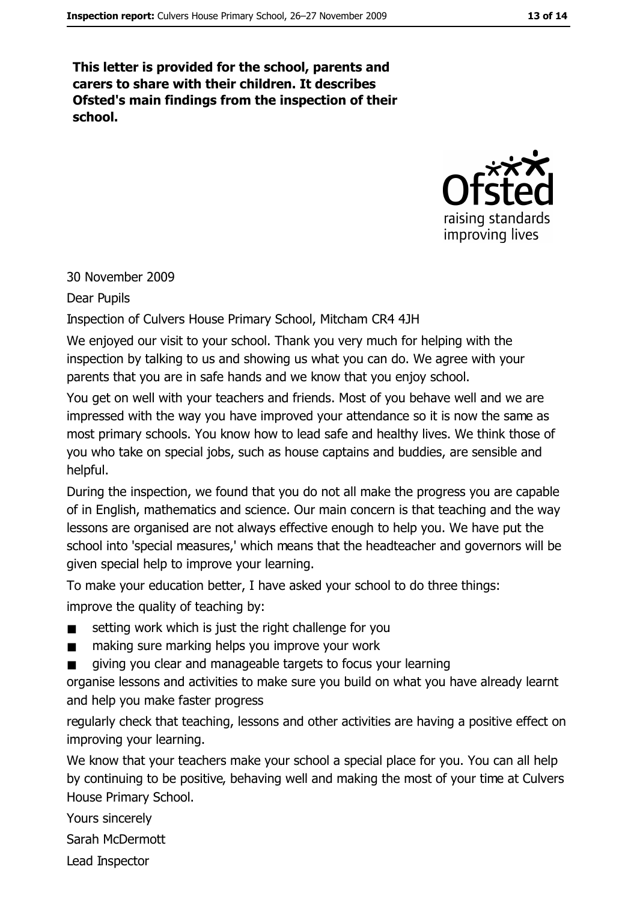**This letter is provided for the school, parents and carers to share with their children. It describes Ofsted's main findings from the inspection of their school.**

Ofsted
raising standards
improving lives

30 November 2009

Dear Pupils

Inspection of Culvers House Primary School, Mitcham CR4 4JH

We enjoyed our visit to your school. Thank you very much for helping with the inspection by talking to us and showing us what you can do. We agree with your parents that you are in safe hands and we know that you enjoy school.

You get on well with your teachers and friends. Most of you behave well and we are impressed with the way you have improved your attendance so it is now the same as most primary schools. You know how to lead safe and healthy lives. We think those of you who take on special jobs, such as house captains and buddies, are sensible and helpful.

During the inspection, we found that you do not all make the progress you are capable of in English, mathematics and science. Our main concern is that teaching and the way lessons are organised are not always effective enough to help you. We have put the school into 'special measures,' which means that the headteacher and governors will be given special help to improve your learning.

To make your education better, I have asked your school to do three things:

improve the quality of teaching by:

- setting work which is just the right challenge for you
- making sure marking helps you improve your work
- giving you clear and manageable targets to focus your learning

organise lessons and activities to make sure you build on what you have already learnt and help you make faster progress

regularly check that teaching, lessons and other activities are having a positive effect on improving your learning.

We know that your teachers make your school a special place for you. You can all help by continuing to be positive, behaving well and making the most of your time at Culvers House Primary School.

Yours sincerely

Sarah McDermott

Lead Inspector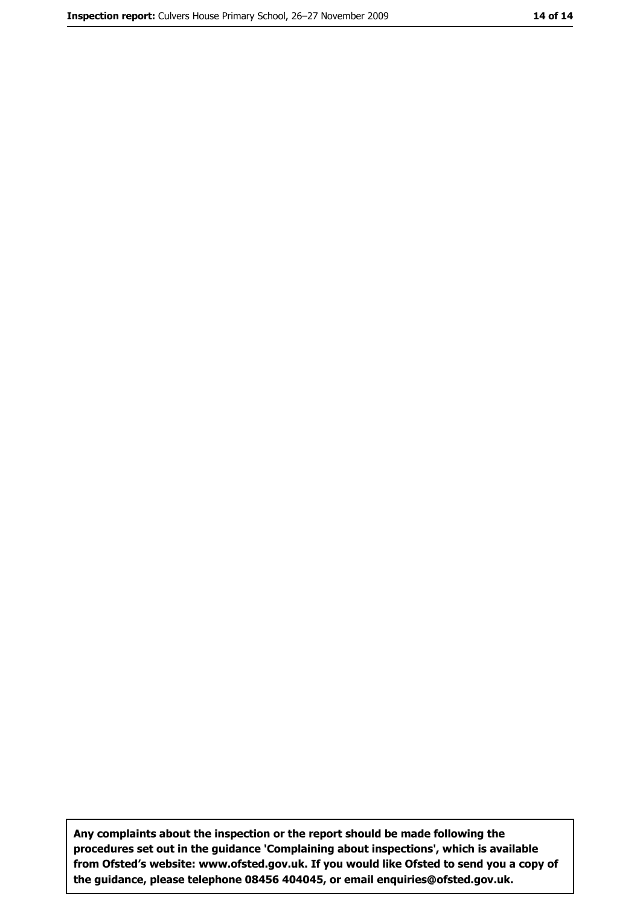**Any complaints about the inspection or the report should be made following the procedures set out in the guidance 'Complaining about inspections', which is available from Ofsted's website: www.ofsted.gov.uk. If you would like Ofsted to send you a copy of the guidance, please telephone 08456 404045, or email enquiries@ofsted.gov.uk.**